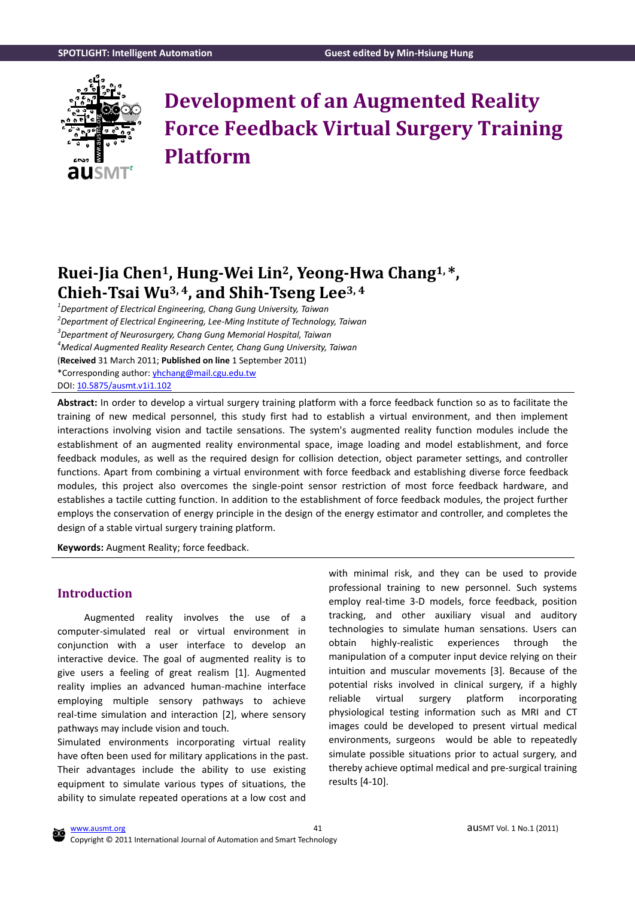# Development of an Augmented Reality Force Feedback Virtual Surgery Training Platform

## Ruei-Jia Chen[1], Hung-Wei Lin[2], Yeong-Hwa Chang[1,*], Chieh-Tsai Wu[3,4], and Shih-Tseng Lee[3,4]

[1]*Department of Electrical Engineering, Chang Gung University, Taiwan*
[2]*Department of Electrical Engineering, Lee-Ming Institute of Technology, Taiwan*
[3]*Department of Neurosurgery, Chang Gung Memorial Hospital, Taiwan*
[4]*Medical Augmented Reality Research Center, Chang Gung University, Taiwan*
(**Received** 31 March 2011; **Published on line** 1 September 2011)
*Corresponding author: yhchang@mail.cgu.edu.tw
DOI: 10.5875/ausmt.v1i1.102

**Abstract:** In order to develop a virtual surgery training platform with a force feedback function so as to facilitate the training of new medical personnel, this study first had to establish a virtual environment, and then implement interactions involving vision and tactile sensations. The system's augmented reality function modules include the establishment of an augmented reality environmental space, image loading and model establishment, and force feedback modules, as well as the required design for collision detection, object parameter settings, and controller functions. Apart from combining a virtual environment with force feedback and establishing diverse force feedback modules, this project also overcomes the single-point sensor restriction of most force feedback hardware, and establishes a tactile cutting function. In addition to the establishment of force feedback modules, the project further employs the conservation of energy principle in the design of the energy estimator and controller, and completes the design of a stable virtual surgery training platform.

**Keywords:** Augment Reality; force feedback.

## Introduction

Augmented reality involves the use of a computer-simulated real or virtual environment in conjunction with a user interface to develop an interactive device. The goal of augmented reality is to give users a feeling of great realism [1]. Augmented reality implies an advanced human-machine interface employing multiple sensory pathways to achieve real-time simulation and interaction [2], where sensory pathways may include vision and touch.

Simulated environments incorporating virtual reality have often been used for military applications in the past. Their advantages include the ability to use existing equipment to simulate various types of situations, the ability to simulate repeated operations at a low cost and with minimal risk, and they can be used to provide professional training to new personnel. Such systems employ real-time 3-D models, force feedback, position tracking, and other auxiliary visual and auditory technologies to simulate human sensations. Users can obtain highly-realistic experiences through the manipulation of a computer input device relying on their intuition and muscular movements [3]. Because of the potential risks involved in clinical surgery, if a highly reliable virtual surgery platform incorporating physiological testing information such as MRI and CT images could be developed to present virtual medical environments, surgeons would be able to repeatedly simulate possible situations prior to actual surgery, and thereby achieve optimal medical and pre-surgical training results [4-10].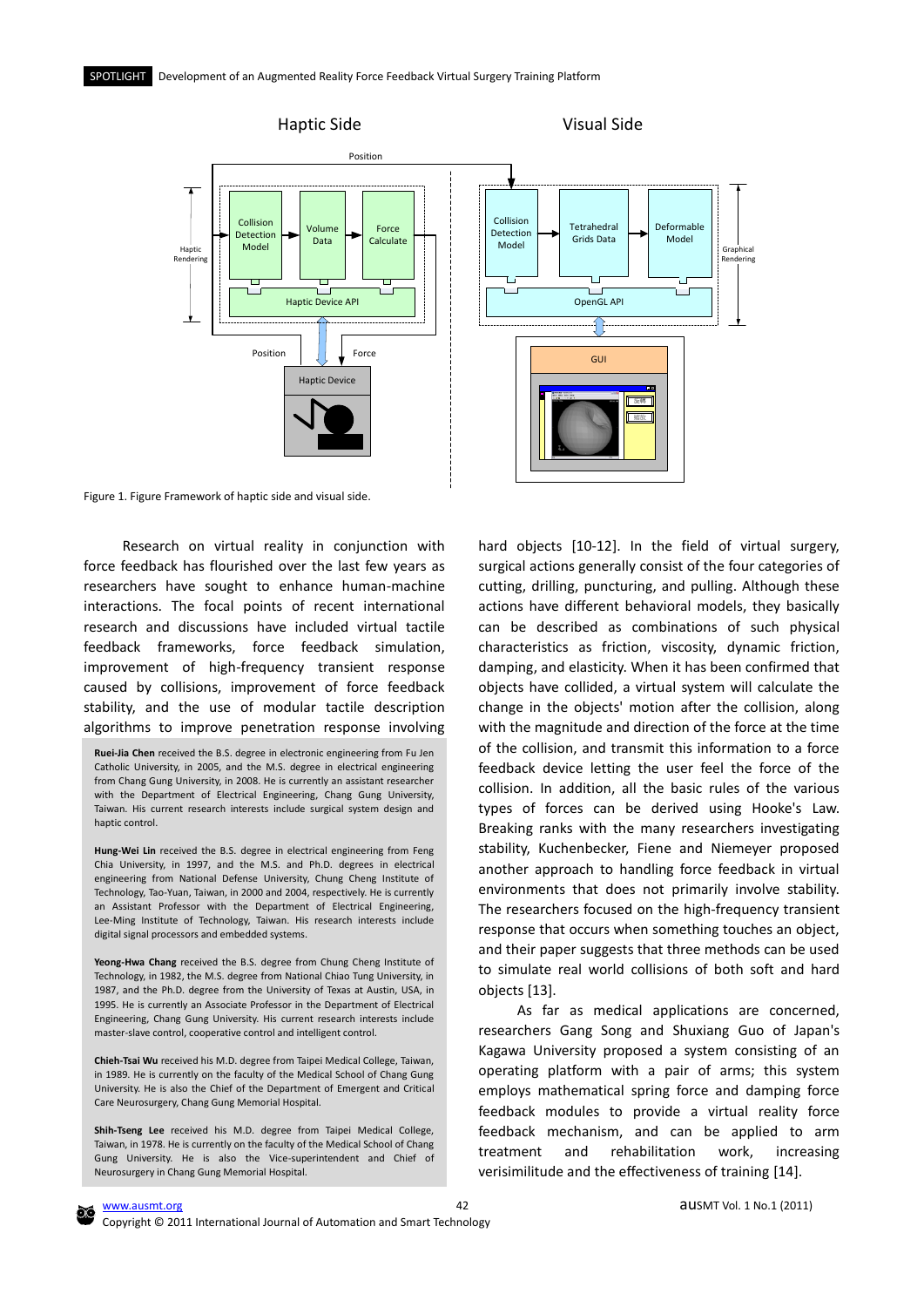Figure 1. Figure Framework of haptic side and visual side.

Research on virtual reality in conjunction with force feedback has flourished over the last few years as researchers have sought to enhance human-machine interactions. The focal points of recent international research and discussions have included virtual tactile feedback frameworks, force feedback simulation, improvement of high-frequency transient response caused by collisions, improvement of force feedback stability, and the use of modular tactile description algorithms to improve penetration response involving hard objects [10-12]. In the field of virtual surgery, surgical actions generally consist of the four categories of cutting, drilling, puncturing, and pulling. Although these actions have different behavioral models, they basically can be described as combinations of such physical characteristics as friction, viscosity, dynamic friction, damping, and elasticity. When it has been confirmed that objects have collided, a virtual system will calculate the change in the objects' motion after the collision, along with the magnitude and direction of the force at the time of the collision, and transmit this information to a force feedback device letting the user feel the force of the collision. In addition, all the basic rules of the various types of forces can be derived using Hooke's Law. Breaking ranks with the many researchers investigating stability, Kuchenbecker, Fiene and Niemeyer proposed another approach to handling force feedback in virtual environments that does not primarily involve stability. The researchers focused on the high-frequency transient response that occurs when something touches an object, and their paper suggests that three methods can be used to simulate real world collisions of both soft and hard objects [13].

As far as medical applications are concerned, researchers Gang Song and Shuxiang Guo of Japan's Kagawa University proposed a system consisting of an operating platform with a pair of arms; this system employs mathematical spring force and damping force feedback modules to provide a virtual reality force feedback mechanism, and can be applied to arm treatment and rehabilitation work, increasing verisimilitude and the effectiveness of training [14].

**Ruei-Jia Chen** received the B.S. degree in electronic engineering from Fu Jen Catholic University, in 2005, and the M.S. degree in electrical engineering from Chang Gung University, in 2008. He is currently an assistant researcher with the Department of Electrical Engineering, Chang Gung University, Taiwan. His current research interests include surgical system design and haptic control.

**Hung-Wei Lin** received the B.S. degree in electrical engineering from Feng Chia University, in 1997, and the M.S. and Ph.D. degrees in electrical engineering from National Defense University, Chung Cheng Institute of Technology, Tao-Yuan, Taiwan, in 2000 and 2004, respectively. He is currently an Assistant Professor with the Department of Electrical Engineering, Lee-Ming Institute of Technology, Taiwan. His research interests include digital signal processors and embedded systems.

**Yeong-Hwa Chang** received the B.S. degree from Chung Cheng Institute of Technology, in 1982, the M.S. degree from National Chiao Tung University, in 1987, and the Ph.D. degree from the University of Texas at Austin, USA, in 1995. He is currently an Associate Professor in the Department of Electrical Engineering, Chang Gung University. His current research interests include master-slave control, cooperative control and intelligent control.

**Chieh-Tsai Wu** received his M.D. degree from Taipei Medical College, Taiwan, in 1989. He is currently on the faculty of the Medical School of Chang Gung University. He is also the Chief of the Department of Emergent and Critical Care Neurosurgery, Chang Gung Memorial Hospital.

**Shih-Tseng Lee** received his M.D. degree from Taipei Medical College, Taiwan, in 1978. He is currently on the faculty of the Medical School of Chang Gung University. He is also the Vice-superintendent and Chief of Neurosurgery in Chang Gung Memorial Hospital.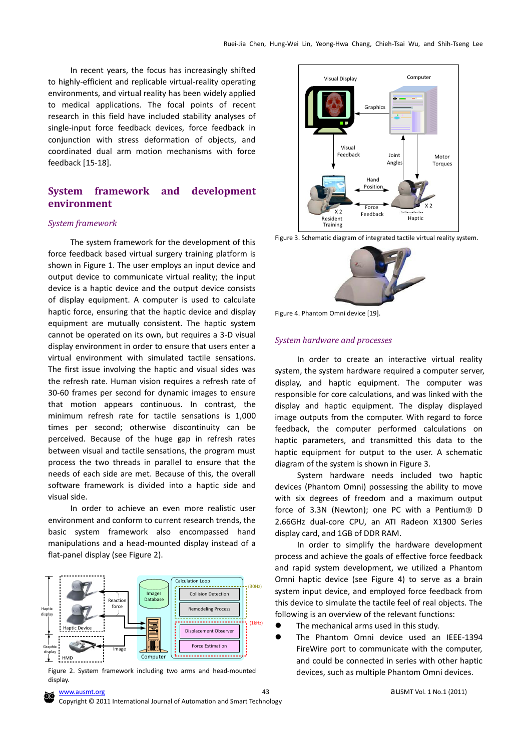In recent years, the focus has increasingly shifted to highly-efficient and replicable virtual-reality operating environments, and virtual reality has been widely applied to medical applications. The focal points of recent research in this field have included stability analyses of single-input force feedback devices, force feedback in conjunction with stress deformation of objects, and coordinated dual arm motion mechanisms with force feedback [15-18].

## System framework and development environment

### *System framework*

The system framework for the development of this force feedback based virtual surgery training platform is shown in Figure 1. The user employs an input device and output device to communicate virtual reality; the input device is a haptic device and the output device consists of display equipment. A computer is used to calculate haptic force, ensuring that the haptic device and display equipment are mutually consistent. The haptic system cannot be operated on its own, but requires a 3-D visual display environment in order to ensure that users enter a virtual environment with simulated tactile sensations. The first issue involving the haptic and visual sides was the refresh rate. Human vision requires a refresh rate of 30-60 frames per second for dynamic images to ensure that motion appears continuous. In contrast, the minimum refresh rate for tactile sensations is 1,000 times per second; otherwise discontinuity can be perceived. Because of the huge gap in refresh rates between visual and tactile sensations, the program must process the two threads in parallel to ensure that the needs of each side are met. Because of this, the overall software framework is divided into a haptic side and visual side.

In order to achieve an even more realistic user environment and conform to current research trends, the basic system framework also encompassed hand manipulations and a head-mounted display instead of a flat-panel display (see Figure 2).

Figure 2. System framework including two arms and head-mounted display.

Figure 3. Schematic diagram of integrated tactile virtual reality system.

Figure 4. Phantom Omni device [19].

### *System hardware and processes*

In order to create an interactive virtual reality system, the system hardware required a computer server, display, and haptic equipment. The computer was responsible for core calculations, and was linked with the display and haptic equipment. The display displayed image outputs from the computer. With regard to force feedback, the computer performed calculations on haptic parameters, and transmitted this data to the haptic equipment for output to the user. A schematic diagram of the system is shown in Figure 3.

System hardware needs included two haptic devices (Phantom Omni) possessing the ability to move with six degrees of freedom and a maximum output force of 3.3N (Newton); one PC with a Pentium® D 2.66GHz dual-core CPU, an ATI Radeon X1300 Series display card, and 1GB of DDR RAM.

In order to simplify the hardware development process and achieve the goals of effective force feedback and rapid system development, we utilized a Phantom Omni haptic device (see Figure 4) to serve as a brain system input device, and employed force feedback from this device to simulate the tactile feel of real objects. The following is an overview of the relevant functions:

- The mechanical arms used in this study.
- The Phantom Omni device used an IEEE-1394 FireWire port to communicate with the computer, and could be connected in series with other haptic devices, such as multiple Phantom Omni devices.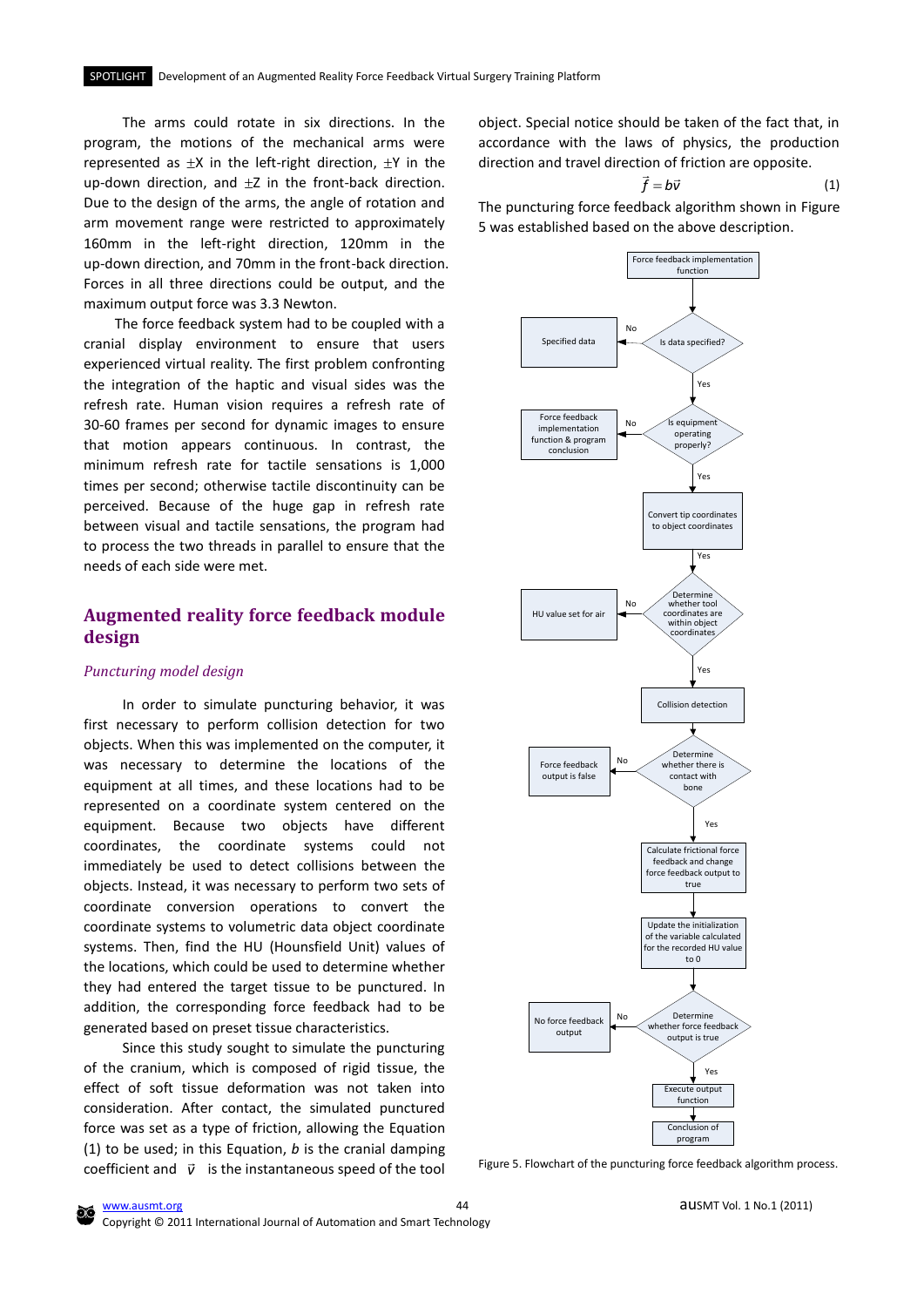The arms could rotate in six directions. In the program, the motions of the mechanical arms were represented as $\pm X$ in the left-right direction, $\pm Y$ in the up-down direction, and $\pm Z$ in the front-back direction. Due to the design of the arms, the angle of rotation and arm movement range were restricted to approximately 160mm in the left-right direction, 120mm in the up-down direction, and 70mm in the front-back direction. Forces in all three directions could be output, and the maximum output force was 3.3 Newton.

The force feedback system had to be coupled with a cranial display environment to ensure that users experienced virtual reality. The first problem confronting the integration of the haptic and visual sides was the refresh rate. Human vision requires a refresh rate of 30-60 frames per second for dynamic images to ensure that motion appears continuous. In contrast, the minimum refresh rate for tactile sensations is 1,000 times per second; otherwise tactile discontinuity can be perceived. Because of the huge gap in refresh rate between visual and tactile sensations, the program had to process the two threads in parallel to ensure that the needs of each side were met.

## Augmented reality force feedback module design

### *Puncturing model design*

In order to simulate puncturing behavior, it was first necessary to perform collision detection for two objects. When this was implemented on the computer, it was necessary to determine the locations of the equipment at all times, and these locations had to be represented on a coordinate system centered on the equipment. Because two objects have different coordinates, the coordinate systems could not immediately be used to detect collisions between the objects. Instead, it was necessary to perform two sets of coordinate conversion operations to convert the coordinate systems to volumetric data object coordinate systems. Then, find the HU (Hounsfield Unit) values of the locations, which could be used to determine whether they had entered the target tissue to be punctured. In addition, the corresponding force feedback had to be generated based on preset tissue characteristics.

Since this study sought to simulate the puncturing of the cranium, which is composed of rigid tissue, the effect of soft tissue deformation was not taken into consideration. After contact, the simulated punctured force was set as a type of friction, allowing the Equation (1) to be used; in this Equation, *b* is the cranial damping coefficient and $\vec{v}$ is the instantaneous speed of the tool object. Special notice should be taken of the fact that, in accordance with the laws of physics, the production direction and travel direction of friction are opposite.

$$\vec{f} = b\vec{v} \tag{1}$$

The puncturing force feedback algorithm shown in Figure 5 was established based on the above description.

```
Force feedback implementation function
  -> Is data specified?  --No--> Specified data
     |Yes
  -> Is equipment operating properly?  --No--> Force feedback implementation function & program conclusion
     |Yes
  -> Convert tip coordinates to object coordinates
     |Yes
  -> Determine whether tool coordinates are within object coordinates  --No--> HU value set for air
     |Yes
  -> Collision detection
  -> Determine whether there is contact with bone  --No--> Force feedback output is false
     |Yes
  -> Calculate frictional force feedback and change force feedback output to true
  -> Update the initialization of the variable calculated for the recorded HU value to 0
  -> Determine whether force feedback output is true  --No--> No force feedback output
     |Yes
  -> Execute output function
  -> Conclusion of program
```

Figure 5. Flowchart of the puncturing force feedback algorithm process.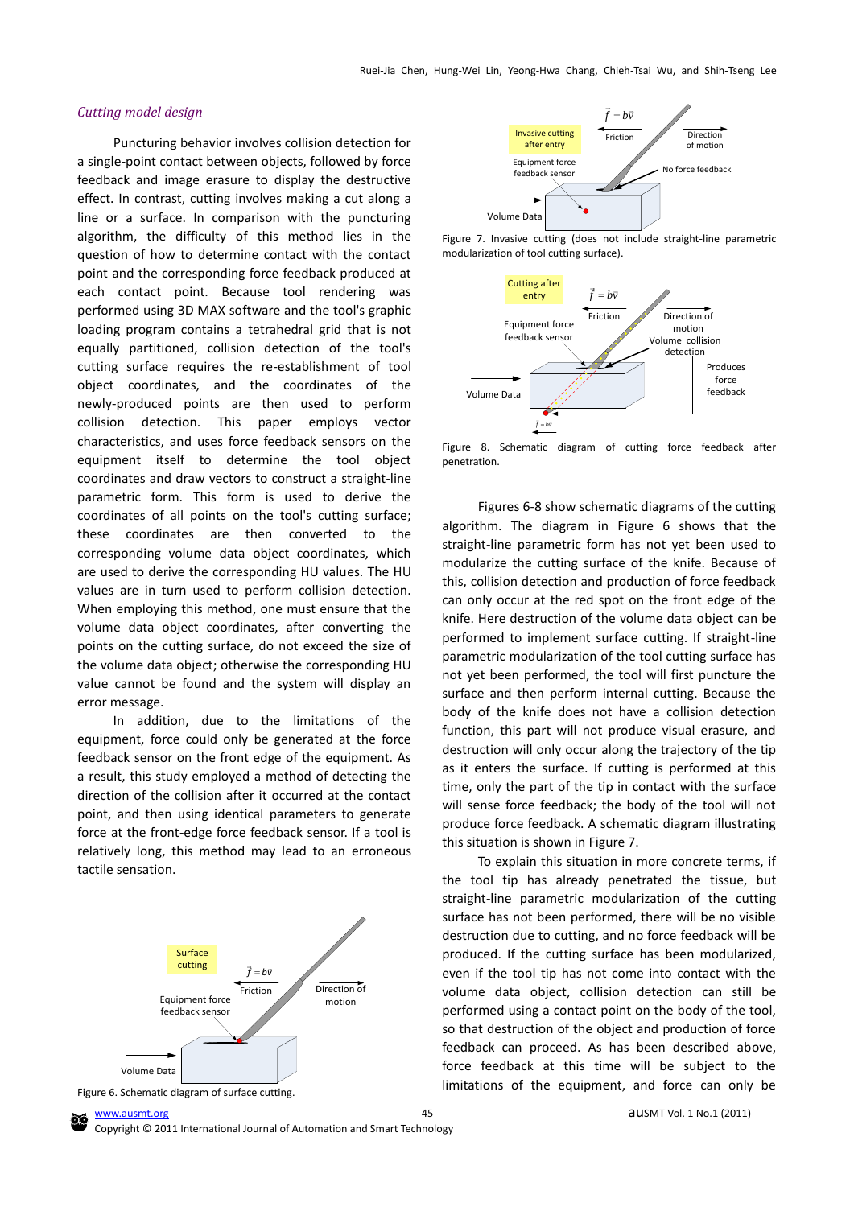### *Cutting model design*

Puncturing behavior involves collision detection for a single-point contact between objects, followed by force feedback and image erasure to display the destructive effect. In contrast, cutting involves making a cut along a line or a surface. In comparison with the puncturing algorithm, the difficulty of this method lies in the question of how to determine contact with the contact point and the corresponding force feedback produced at each contact point. Because tool rendering was performed using 3D MAX software and the tool's graphic loading program contains a tetrahedral grid that is not equally partitioned, collision detection of the tool's cutting surface requires the re-establishment of tool object coordinates, and the coordinates of the newly-produced points are then used to perform collision detection. This paper employs vector characteristics, and uses force feedback sensors on the equipment itself to determine the tool object coordinates and draw vectors to construct a straight-line parametric form. This form is used to derive the coordinates of all points on the tool's cutting surface; these coordinates are then converted to the corresponding volume data object coordinates, which are used to derive the corresponding HU values. The HU values are in turn used to perform collision detection. When employing this method, one must ensure that the volume data object coordinates, after converting the points on the cutting surface, do not exceed the size of the volume data object; otherwise the corresponding HU value cannot be found and the system will display an error message.

In addition, due to the limitations of the equipment, force could only be generated at the force feedback sensor on the front edge of the equipment. As a result, this study employed a method of detecting the direction of the collision after it occurred at the contact point, and then using identical parameters to generate force at the front-edge force feedback sensor. If a tool is relatively long, this method may lead to an erroneous tactile sensation.

Figure 6. Schematic diagram of surface cutting.

Figure 7. Invasive cutting (does not include straight-line parametric modularization of tool cutting surface).

Figure 8. Schematic diagram of cutting force feedback after penetration.

Figures 6-8 show schematic diagrams of the cutting algorithm. The diagram in Figure 6 shows that the straight-line parametric form has not yet been used to modularize the cutting surface of the knife. Because of this, collision detection and production of force feedback can only occur at the red spot on the front edge of the knife. Here destruction of the volume data object can be performed to implement surface cutting. If straight-line parametric modularization of the tool cutting surface has not yet been performed, the tool will first puncture the surface and then perform internal cutting. Because the body of the knife does not have a collision detection function, this part will not produce visual erasure, and destruction will only occur along the trajectory of the tip as it enters the surface. If cutting is performed at this time, only the part of the tip in contact with the surface will sense force feedback; the body of the tool will not produce force feedback. A schematic diagram illustrating this situation is shown in Figure 7.

To explain this situation in more concrete terms, if the tool tip has already penetrated the tissue, but straight-line parametric modularization of the cutting surface has not been performed, there will be no visible destruction due to cutting, and no force feedback will be produced. If the cutting surface has been modularized, even if the tool tip has not come into contact with the volume data object, collision detection can still be performed using a contact point on the body of the tool, so that destruction of the object and production of force feedback can proceed. As has been described above, force feedback at this time will be subject to the limitations of the equipment, and force can only be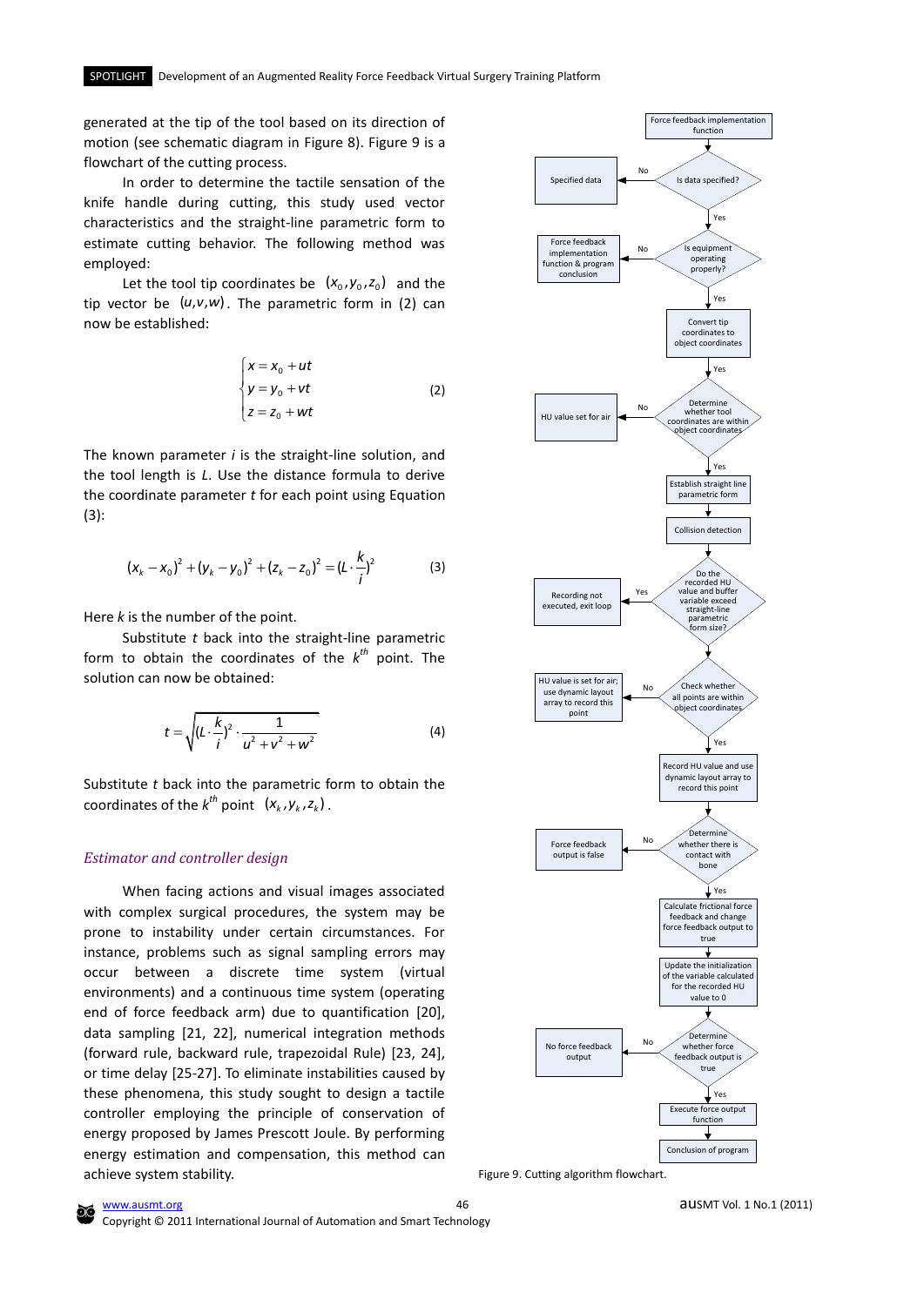generated at the tip of the tool based on its direction of motion (see schematic diagram in Figure 8). Figure 9 is a flowchart of the cutting process.

In order to determine the tactile sensation of the knife handle during cutting, this study used vector characteristics and the straight-line parametric form to estimate cutting behavior. The following method was employed:

Let the tool tip coordinates be $(x_0, y_0, z_0)$ and the tip vector be $(u, v, w)$. The parametric form in (2) can now be established:

$$\begin{cases} x = x_0 + ut \\ y = y_0 + vt \\ z = z_0 + wt \end{cases} \tag{2}$$

The known parameter $i$ is the straight-line solution, and the tool length is $L$. Use the distance formula to derive the coordinate parameter $t$ for each point using Equation (3):

$$(x_k - x_0)^2 + (y_k - y_0)^2 + (z_k - z_0)^2 = (L \cdot \frac{k}{i})^2 \tag{3}$$

Here $k$ is the number of the point.

Substitute $t$ back into the straight-line parametric form to obtain the coordinates of the $k^{th}$ point. The solution can now be obtained:

$$t = \sqrt{(L \cdot \frac{k}{i})^2 \cdot \frac{1}{u^2 + v^2 + w^2}} \tag{4}$$

Substitute $t$ back into the parametric form to obtain the coordinates of the $k^{th}$ point $(x_k, y_k, z_k)$.

### *Estimator and controller design*

When facing actions and visual images associated with complex surgical procedures, the system may be prone to instability under certain circumstances. For instance, problems such as signal sampling errors may occur between a discrete time system (virtual environments) and a continuous time system (operating end of force feedback arm) due to quantification [20], data sampling [21, 22], numerical integration methods (forward rule, backward rule, trapezoidal Rule) [23, 24], or time delay [25-27]. To eliminate instabilities caused by these phenomena, this study sought to design a tactile controller employing the principle of conservation of energy proposed by James Prescott Joule. By performing energy estimation and compensation, this method can achieve system stability.

Force feedback implementation function → Is data specified? (No → Specified data) → Yes → Is equipment operating properly? (No → Force feedback implementation function & program conclusion) → Yes → Convert tip coordinates to object coordinates → Determine whether tool coordinates are within object coordinates (No → HU value set for air) → Yes → Establish straight line parametric form → Collision detection → Do the recorded HU value and buffer variable exceed straight-line parametric form size? (Yes → Recording not executed, exit loop) → Check whether all points are within object coordinates (No → HU value is set for air; use dynamic layout array to record this point) → Yes → Record HU value and use dynamic layout array to record this point → Determine whether there is contact with bone (No → Force feedback output is false) → Yes → Calculate frictional force feedback and change force feedback output to true → Update the initialization of the variable calculated for the recorded HU value to 0 → Determine whether force feedback output is true (No → No force feedback output) → Yes → Execute force output function → Conclusion of program

Figure 9. Cutting algorithm flowchart.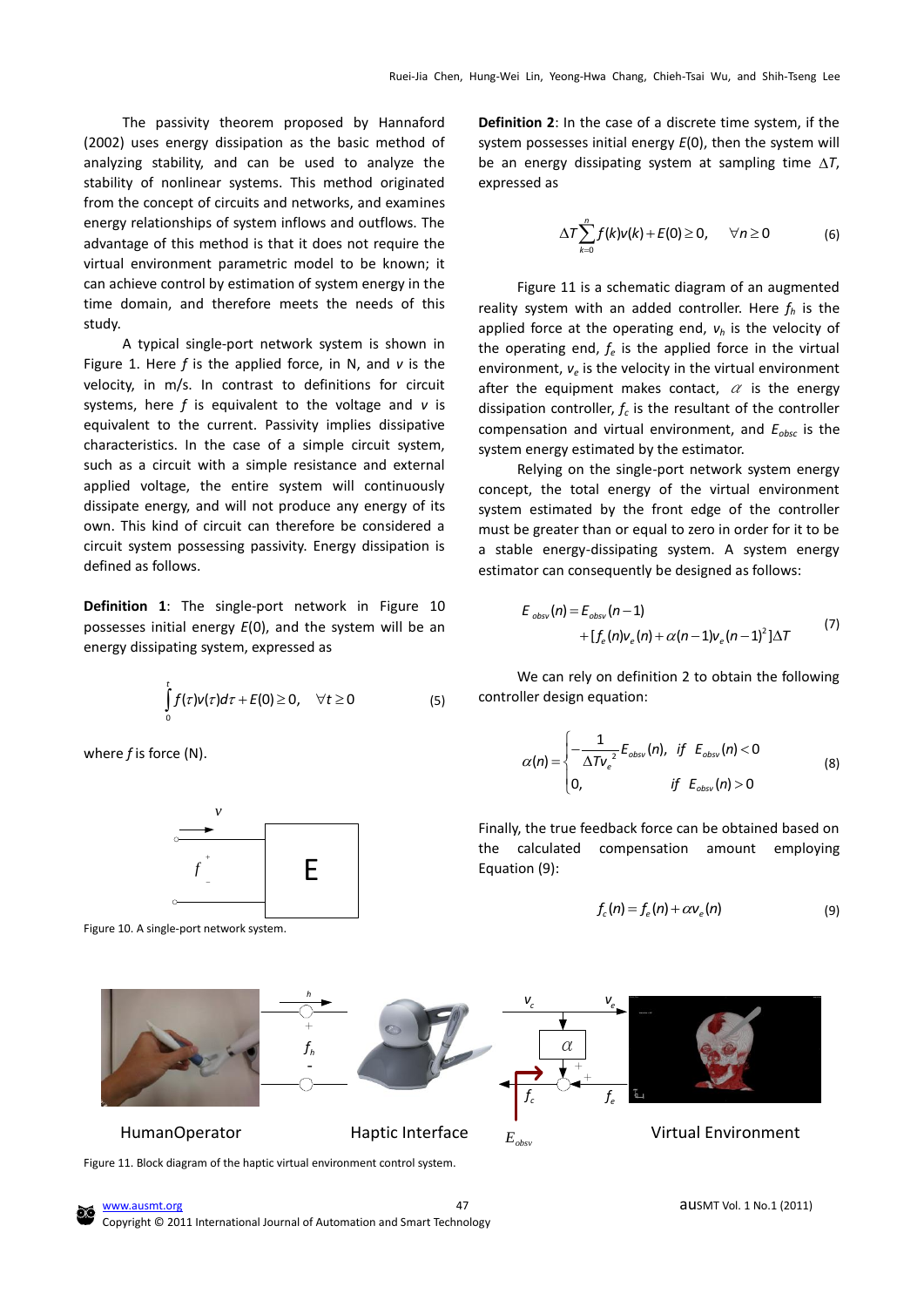The passivity theorem proposed by Hannaford (2002) uses energy dissipation as the basic method of analyzing stability, and can be used to analyze the stability of nonlinear systems. This method originated from the concept of circuits and networks, and examines energy relationships of system inflows and outflows. The advantage of this method is that it does not require the virtual environment parametric model to be known; it can achieve control by estimation of system energy in the time domain, and therefore meets the needs of this study.

A typical single-port network system is shown in Figure 1. Here $f$ is the applied force, in N, and $v$ is the velocity, in m/s. In contrast to definitions for circuit systems, here $f$ is equivalent to the voltage and $v$ is equivalent to the current. Passivity implies dissipative characteristics. In the case of a simple circuit system, such as a circuit with a simple resistance and external applied voltage, the entire system will continuously dissipate energy, and will not produce any energy of its own. This kind of circuit can therefore be considered a circuit system possessing passivity. Energy dissipation is defined as follows.

**Definition 1**: The single-port network in Figure 10 possesses initial energy $E(0)$, and the system will be an energy dissipating system, expressed as

$$\int_0^t f(\tau)v(\tau)d\tau + E(0) \geq 0, \quad \forall t \geq 0 \tag{5}$$

where $f$ is force (N).

Figure 10. A single-port network system.

**Definition 2**: In the case of a discrete time system, if the system possesses initial energy $E(0)$, then the system will be an energy dissipating system at sampling time $\Delta T$, expressed as

$$\Delta T \sum_{k=0}^{n} f(k)v(k) + E(0) \geq 0, \quad \forall n \geq 0 \tag{6}$$

Figure 11 is a schematic diagram of an augmented reality system with an added controller. Here $f_h$ is the applied force at the operating end, $v_h$ is the velocity of the operating end, $f_e$ is the applied force in the virtual environment, $v_e$ is the velocity in the virtual environment after the equipment makes contact, $\alpha$ is the energy dissipation controller, $f_c$ is the resultant of the controller compensation and virtual environment, and $E_{obsc}$ is the system energy estimated by the estimator.

Relying on the single-port network system energy concept, the total energy of the virtual environment system estimated by the front edge of the controller must be greater than or equal to zero in order for it to be a stable energy-dissipating system. A system energy estimator can consequently be designed as follows:

$$E_{obsv}(n) = E_{obsv}(n-1) + [f_e(n)v_e(n) + \alpha(n-1)v_e(n-1)^2]\Delta T \tag{7}$$

We can rely on definition 2 to obtain the following controller design equation:

$$\alpha(n) = \begin{cases} -\dfrac{1}{\Delta T v_e^{\,2}} E_{obsv}(n), & \text{if } E_{obsv}(n) < 0 \\ 0, & \text{if } E_{obsv}(n) > 0 \end{cases} \tag{8}$$

Finally, the true feedback force can be obtained based on the calculated compensation amount employing Equation (9):

$$f_c(n) = f_e(n) + \alpha v_e(n) \tag{9}$$

Figure 11. Block diagram of the haptic virtual environment control system.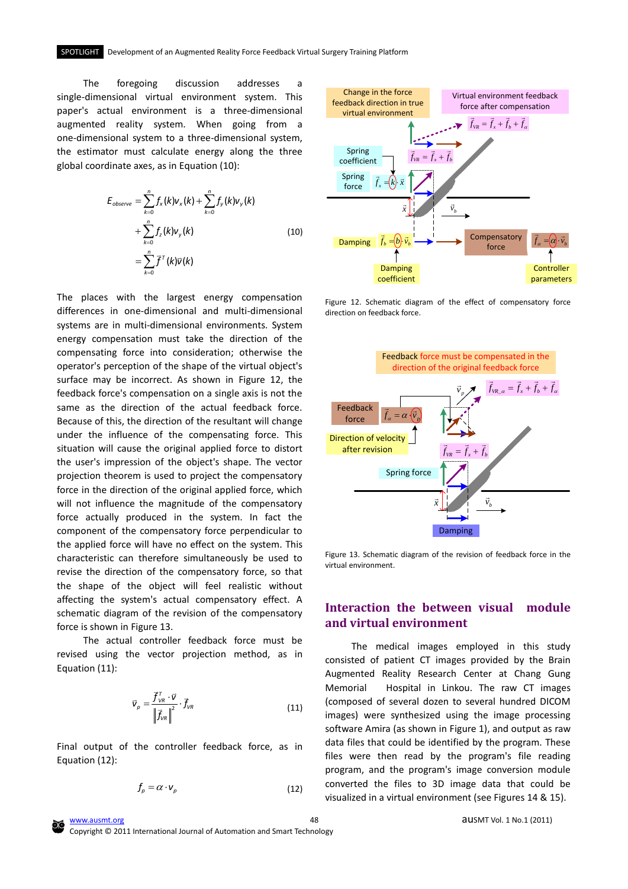The foregoing discussion addresses a single-dimensional virtual environment system. This paper's actual environment is a three-dimensional augmented reality system. When going from a one-dimensional system to a three-dimensional system, the estimator must calculate energy along the three global coordinate axes, as in Equation (10):

$$
\begin{aligned}
E_{observe} &= \sum_{k=0}^{n} f_x(k)v_x(k) + \sum_{k=0}^{n} f_y(k)v_y(k) \\
&+ \sum_{k=0}^{n} f_z(k)v_y(k) \\
&= \sum_{k=0}^{n} \vec{f}^{T}(k)\vec{v}(k)
\end{aligned} \tag{10}
$$

The places with the largest energy compensation differences in one-dimensional and multi-dimensional systems are in multi-dimensional environments. System energy compensation must take the direction of the compensating force into consideration; otherwise the operator's perception of the shape of the virtual object's surface may be incorrect. As shown in Figure 12, the feedback force's compensation on a single axis is not the same as the direction of the actual feedback force. Because of this, the direction of the resultant will change under the influence of the compensating force. This situation will cause the original applied force to distort the user's impression of the object's shape. The vector projection theorem is used to project the compensatory force in the direction of the original applied force, which will not influence the magnitude of the compensatory force actually produced in the system. In fact the component of the compensatory force perpendicular to the applied force will have no effect on the system. This characteristic can therefore simultaneously be used to revise the direction of the compensatory force, so that the shape of the object will feel realistic without affecting the system's actual compensatory effect. A schematic diagram of the revision of the compensatory force is shown in Figure 13.

The actual controller feedback force must be revised using the vector projection method, as in Equation (11):

$$
\vec{v}_p = \frac{\vec{f}_{VR}^{T} \cdot \vec{v}}{\left\| \vec{f}_{VR} \right\|^2} \cdot \vec{f}_{VR} \tag{11}
$$

Final output of the controller feedback force, as in Equation (12):

$$
f_p = \alpha \cdot v_p \tag{12}
$$

Figure 12. Schematic diagram of the effect of compensatory force direction on feedback force.

Figure 13. Schematic diagram of the revision of feedback force in the virtual environment.

## Interaction the between visual module and virtual environment

The medical images employed in this study consisted of patient CT images provided by the Brain Augmented Reality Research Center at Chang Gung Memorial Hospital in Linkou. The raw CT images (composed of several dozen to several hundred DICOM images) were synthesized using the image processing software Amira (as shown in Figure 1), and output as raw data files that could be identified by the program. These files were then read by the program's file reading program, and the program's image conversion module converted the files to 3D image data that could be visualized in a virtual environment (see Figures 14 & 15).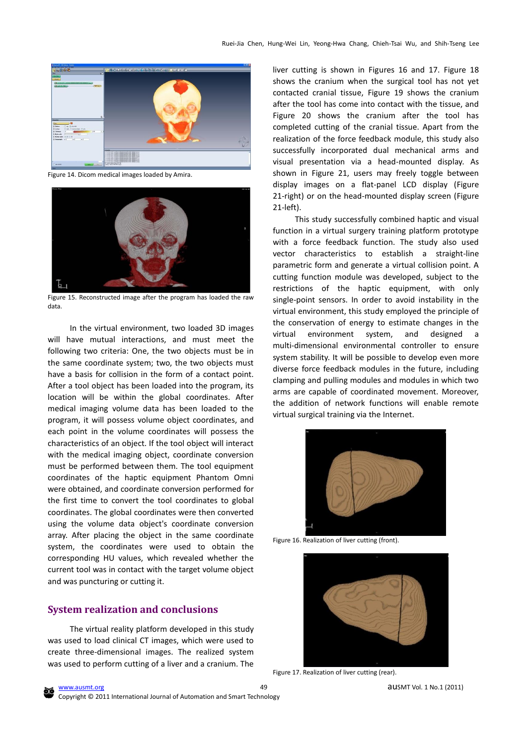Figure 14. Dicom medical images loaded by Amira.

Figure 15. Reconstructed image after the program has loaded the raw data.

In the virtual environment, two loaded 3D images will have mutual interactions, and must meet the following two criteria: One, the two objects must be in the same coordinate system; two, the two objects must have a basis for collision in the form of a contact point. After a tool object has been loaded into the program, its location will be within the global coordinates. After medical imaging volume data has been loaded to the program, it will possess volume object coordinates, and each point in the volume coordinates will possess the characteristics of an object. If the tool object will interact with the medical imaging object, coordinate conversion must be performed between them. The tool equipment coordinates of the haptic equipment Phantom Omni were obtained, and coordinate conversion performed for the first time to convert the tool coordinates to global coordinates. The global coordinates were then converted using the volume data object's coordinate conversion array. After placing the object in the same coordinate system, the coordinates were used to obtain the corresponding HU values, which revealed whether the current tool was in contact with the target volume object and was puncturing or cutting it.

## System realization and conclusions

The virtual reality platform developed in this study was used to load clinical CT images, which were used to create three-dimensional images. The realized system was used to perform cutting of a liver and a cranium. The liver cutting is shown in Figures 16 and 17. Figure 18 shows the cranium when the surgical tool has not yet contacted cranial tissue, Figure 19 shows the cranium after the tool has come into contact with the tissue, and Figure 20 shows the cranium after the tool has completed cutting of the cranial tissue. Apart from the realization of the force feedback module, this study also successfully incorporated dual mechanical arms and visual presentation via a head-mounted display. As shown in Figure 21, users may freely toggle between display images on a flat-panel LCD display (Figure 21-right) or on the head-mounted display screen (Figure 21-left).

This study successfully combined haptic and visual function in a virtual surgery training platform prototype with a force feedback function. The study also used vector characteristics to establish a straight-line parametric form and generate a virtual collision point. A cutting function module was developed, subject to the restrictions of the haptic equipment, with only single-point sensors. In order to avoid instability in the virtual environment, this study employed the principle of the conservation of energy to estimate changes in the virtual environment system, and designed a multi-dimensional environmental controller to ensure system stability. It will be possible to develop even more diverse force feedback modules in the future, including clamping and pulling modules and modules in which two arms are capable of coordinated movement. Moreover, the addition of network functions will enable remote virtual surgical training via the Internet.

Figure 16. Realization of liver cutting (front).

Figure 17. Realization of liver cutting (rear).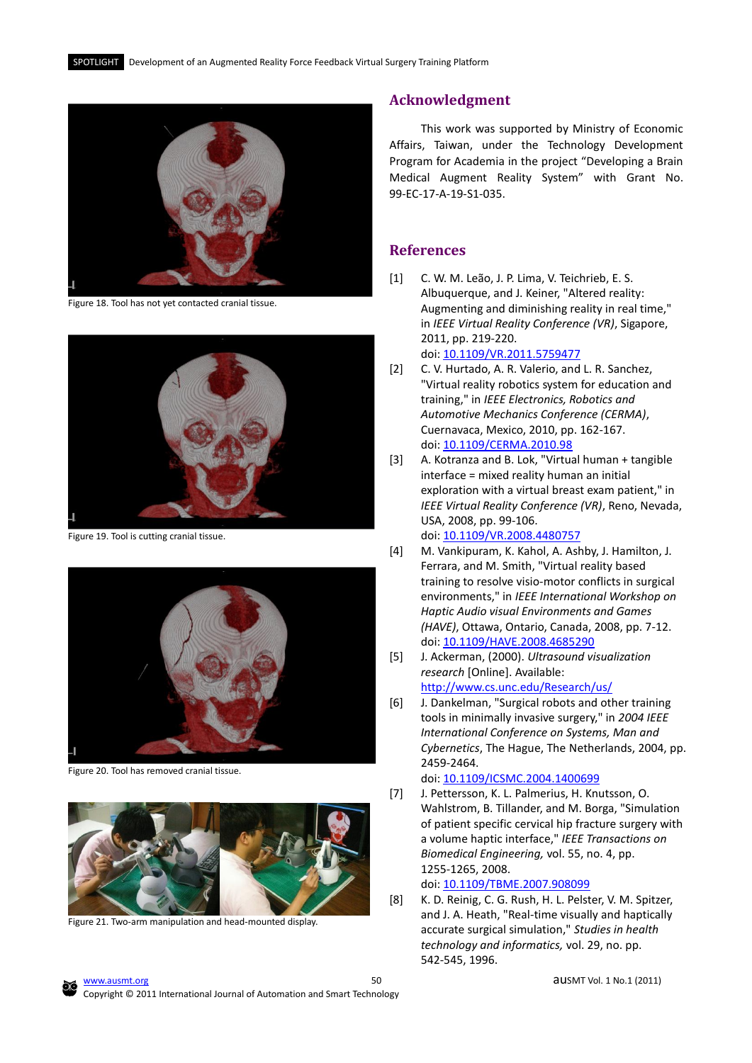Figure 18. Tool has not yet contacted cranial tissue.

Figure 19. Tool is cutting cranial tissue.

Figure 20. Tool has removed cranial tissue.

Figure 21. Two-arm manipulation and head-mounted display.

## Acknowledgment

This work was supported by Ministry of Economic Affairs, Taiwan, under the Technology Development Program for Academia in the project "Developing a Brain Medical Augment Reality System" with Grant No. 99-EC-17-A-19-S1-035.

## References

[1] C. W. M. Leão, J. P. Lima, V. Teichrieb, E. S. Albuquerque, and J. Keiner, "Altered reality: Augmenting and diminishing reality in real time," in *IEEE Virtual Reality Conference (VR)*, Sigapore, 2011, pp. 219-220.
doi: 10.1109/VR.2011.5759477

[2] C. V. Hurtado, A. R. Valerio, and L. R. Sanchez, "Virtual reality robotics system for education and training," in *IEEE Electronics, Robotics and Automotive Mechanics Conference (CERMA)*, Cuernavaca, Mexico, 2010, pp. 162-167.
doi: 10.1109/CERMA.2010.98

[3] A. Kotranza and B. Lok, "Virtual human + tangible interface = mixed reality human an initial exploration with a virtual breast exam patient," in *IEEE Virtual Reality Conference (VR)*, Reno, Nevada, USA, 2008, pp. 99-106.
doi: 10.1109/VR.2008.4480757

[4] M. Vankipuram, K. Kahol, A. Ashby, J. Hamilton, J. Ferrara, and M. Smith, "Virtual reality based training to resolve visio-motor conflicts in surgical environments," in *IEEE International Workshop on Haptic Audio visual Environments and Games (HAVE)*, Ottawa, Ontario, Canada, 2008, pp. 7-12.
doi: 10.1109/HAVE.2008.4685290

[5] J. Ackerman, (2000). *Ultrasound visualization research* [Online]. Available: http://www.cs.unc.edu/Research/us/

[6] J. Dankelman, "Surgical robots and other training tools in minimally invasive surgery," in *2004 IEEE International Conference on Systems, Man and Cybernetics*, The Hague, The Netherlands, 2004, pp. 2459-2464.
doi: 10.1109/ICSMC.2004.1400699

[7] J. Pettersson, K. L. Palmerius, H. Knutsson, O. Wahlstrom, B. Tillander, and M. Borga, "Simulation of patient specific cervical hip fracture surgery with a volume haptic interface," *IEEE Transactions on Biomedical Engineering,* vol. 55, no. 4, pp. 1255-1265, 2008.
doi: 10.1109/TBME.2007.908099

[8] K. D. Reinig, C. G. Rush, H. L. Pelster, V. M. Spitzer, and J. A. Heath, "Real-time visually and haptically accurate surgical simulation," *Studies in health technology and informatics,* vol. 29, no. pp. 542-545, 1996.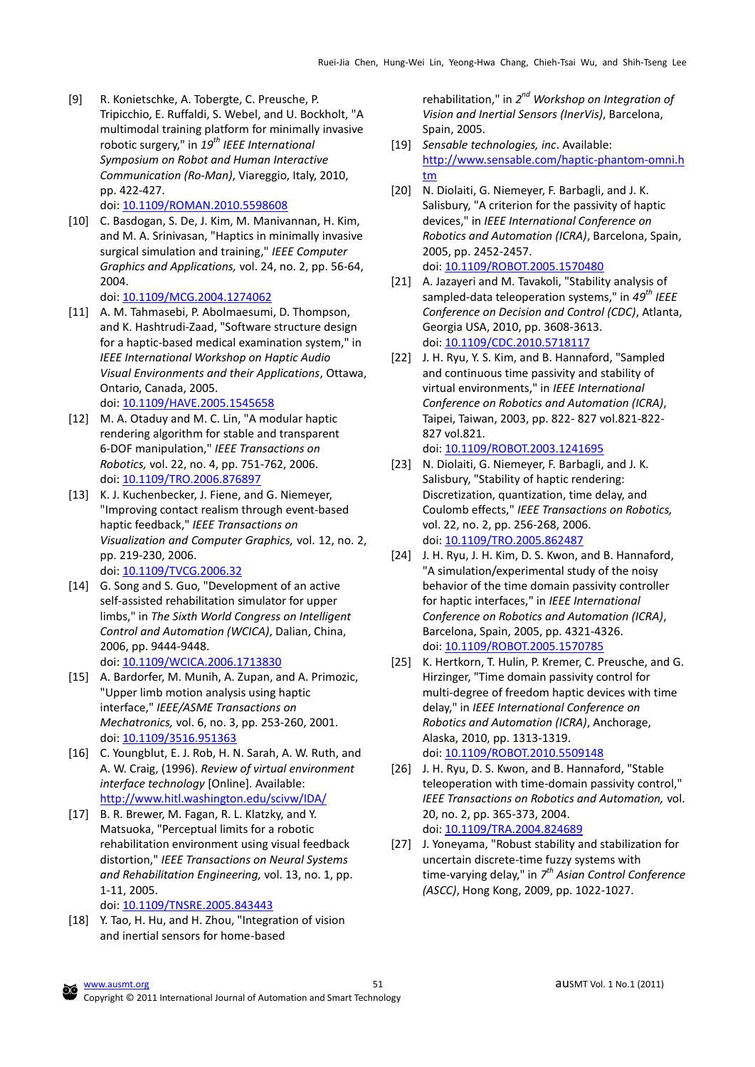[9] R. Konietschke, A. Tobergte, C. Preusche, P. Tripicchio, E. Ruffaldi, S. Webel, and U. Bockholt, "A multimodal training platform for minimally invasive robotic surgery," in 19th *IEEE International Symposium on Robot and Human Interactive Communication (Ro-Man)*, Viareggio, Italy, 2010, pp. 422-427.
doi: 10.1109/ROMAN.2010.5598608

[10] C. Basdogan, S. De, J. Kim, M. Manivannan, H. Kim, and M. A. Srinivasan, "Haptics in minimally invasive surgical simulation and training," *IEEE Computer Graphics and Applications,* vol. 24, no. 2, pp. 56-64, 2004.
doi: 10.1109/MCG.2004.1274062

[11] A. M. Tahmasebi, P. Abolmaesumi, D. Thompson, and K. Hashtrudi-Zaad, "Software structure design for a haptic-based medical examination system," in *IEEE International Workshop on Haptic Audio Visual Environments and their Applications*, Ottawa, Ontario, Canada, 2005.
doi: 10.1109/HAVE.2005.1545658

[12] M. A. Otaduy and M. C. Lin, "A modular haptic rendering algorithm for stable and transparent 6-DOF manipulation," *IEEE Transactions on Robotics,* vol. 22, no. 4, pp. 751-762, 2006.
doi: 10.1109/TRO.2006.876897

[13] K. J. Kuchenbecker, J. Fiene, and G. Niemeyer, "Improving contact realism through event-based haptic feedback," *IEEE Transactions on Visualization and Computer Graphics,* vol. 12, no. 2, pp. 219-230, 2006.
doi: 10.1109/TVCG.2006.32

[14] G. Song and S. Guo, "Development of an active self-assisted rehabilitation simulator for upper limbs," in *The Sixth World Congress on Intelligent Control and Automation (WCICA)*, Dalian, China, 2006, pp. 9444-9448.
doi: 10.1109/WCICA.2006.1713830

[15] A. Bardorfer, M. Munih, A. Zupan, and A. Primozic, "Upper limb motion analysis using haptic interface," *IEEE/ASME Transactions on Mechatronics,* vol. 6, no. 3, pp. 253-260, 2001.
doi: 10.1109/3516.951363

[16] C. Youngblut, E. J. Rob, H. N. Sarah, A. W. Ruth, and A. W. Craig, (1996). *Review of virtual environment interface technology* [Online]. Available: http://www.hitl.washington.edu/scivw/IDA/

[17] B. R. Brewer, M. Fagan, R. L. Klatzky, and Y. Matsuoka, "Perceptual limits for a robotic rehabilitation environment using visual feedback distortion," *IEEE Transactions on Neural Systems and Rehabilitation Engineering,* vol. 13, no. 1, pp. 1-11, 2005.
doi: 10.1109/TNSRE.2005.843443

[18] Y. Tao, H. Hu, and H. Zhou, "Integration of vision and inertial sensors for home-based rehabilitation," in 2nd *Workshop on Integration of Vision and Inertial Sensors (InerVis)*, Barcelona, Spain, 2005.

[19] *Sensable technologies, inc*. Available: http://www.sensable.com/haptic-phantom-omni.htm

[20] N. Diolaiti, G. Niemeyer, F. Barbagli, and J. K. Salisbury, "A criterion for the passivity of haptic devices," in *IEEE International Conference on Robotics and Automation (ICRA)*, Barcelona, Spain, 2005, pp. 2452-2457.
doi: 10.1109/ROBOT.2005.1570480

[21] A. Jazayeri and M. Tavakoli, "Stability analysis of sampled-data teleoperation systems," in 49th *IEEE Conference on Decision and Control (CDC)*, Atlanta, Georgia USA, 2010, pp. 3608-3613.
doi: 10.1109/CDC.2010.5718117

[22] J. H. Ryu, Y. S. Kim, and B. Hannaford, "Sampled and continuous time passivity and stability of virtual environments," in *IEEE International Conference on Robotics and Automation (ICRA)*, Taipei, Taiwan, 2003, pp. 822- 827 vol.821-822-827 vol.821.
doi: 10.1109/ROBOT.2003.1241695

[23] N. Diolaiti, G. Niemeyer, F. Barbagli, and J. K. Salisbury, "Stability of haptic rendering: Discretization, quantization, time delay, and Coulomb effects," *IEEE Transactions on Robotics,* vol. 22, no. 2, pp. 256-268, 2006.
doi: 10.1109/TRO.2005.862487

[24] J. H. Ryu, J. H. Kim, D. S. Kwon, and B. Hannaford, "A simulation/experimental study of the noisy behavior of the time domain passivity controller for haptic interfaces," in *IEEE International Conference on Robotics and Automation (ICRA)*, Barcelona, Spain, 2005, pp. 4321-4326.
doi: 10.1109/ROBOT.2005.1570785

[25] K. Hertkorn, T. Hulin, P. Kremer, C. Preusche, and G. Hirzinger, "Time domain passivity control for multi-degree of freedom haptic devices with time delay," in *IEEE International Conference on Robotics and Automation (ICRA)*, Anchorage, Alaska, 2010, pp. 1313-1319.
doi: 10.1109/ROBOT.2010.5509148

[26] J. H. Ryu, D. S. Kwon, and B. Hannaford, "Stable teleoperation with time-domain passivity control," *IEEE Transactions on Robotics and Automation,* vol. 20, no. 2, pp. 365-373, 2004.
doi: 10.1109/TRA.2004.824689

[27] J. Yoneyama, "Robust stability and stabilization for uncertain discrete-time fuzzy systems with time-varying delay," in 7th *Asian Control Conference (ASCC)*, Hong Kong, 2009, pp. 1022-1027.